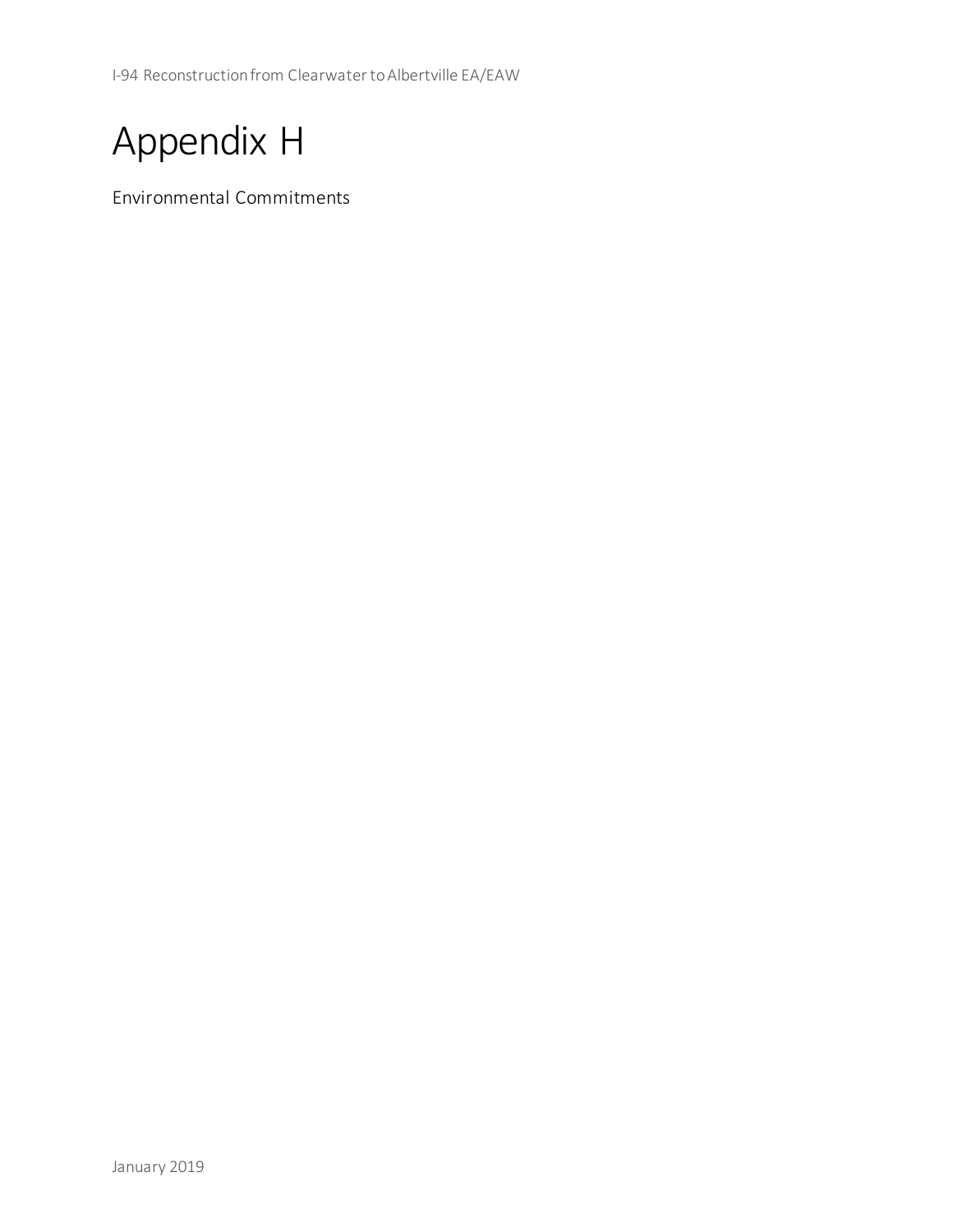# Appendix H

Environmental Commitments

January 2019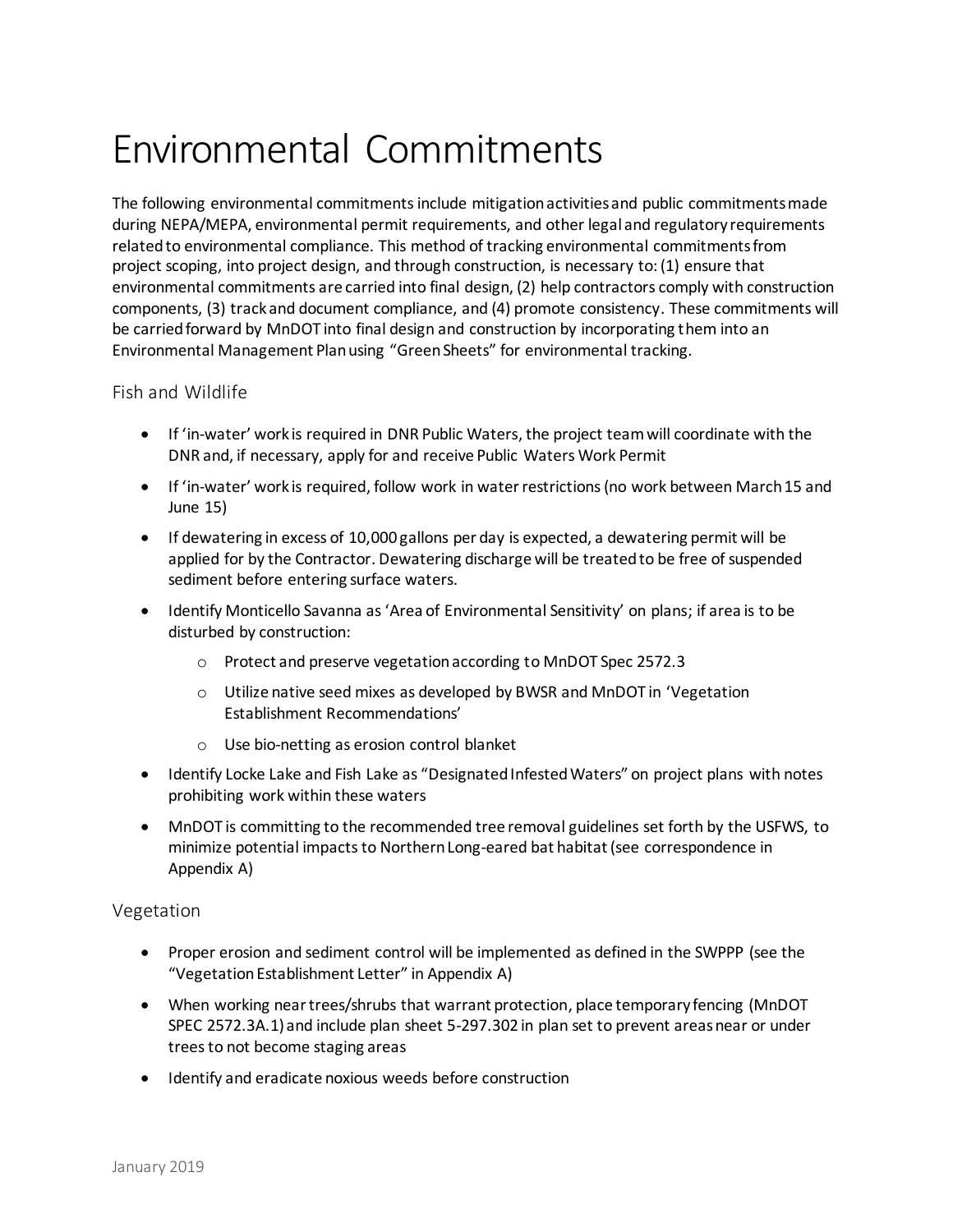# Environmental Commitments

The following environmental commitments include mitigation activities and public commitments made during NEPA/MEPA, environmental permit requirements, and other legal and regulatory requirements related to environmental compliance. This method of tracking environmental commitments from project scoping, into project design, and through construction, is necessary to: (1) ensure that environmental commitments are carried into final design, (2) help contractors comply with construction components, (3) track and document compliance, and (4) promote consistency. These commitments will be carried forward by MnDOT into final design and construction by incorporating them into an Environmental Management Plan using "Green Sheets" for environmental tracking.

## Fish and Wildlife

- If 'in-water' work is required in DNR Public Waters, the project team will coordinate with the DNR and, if necessary, apply for and receive Public Waters Work Permit
- If 'in-water' work is required, follow work in water restrictions (no work between March 15 and June 15)
- If dewatering in excess of 10,000 gallons per day is expected, a dewatering permit will be applied for by the Contractor. Dewatering discharge will be treated to be free of suspended sediment before entering surface waters.
- Identify Monticello Savanna as 'Area of Environmental Sensitivity' on plans; if area is to be disturbed by construction:
  - Protect and preserve vegetation according to MnDOT Spec 2572.3
  - Utilize native seed mixes as developed by BWSR and MnDOT in 'Vegetation Establishment Recommendations'
  - Use bio-netting as erosion control blanket
- Identify Locke Lake and Fish Lake as "Designated Infested Waters" on project plans with notes prohibiting work within these waters
- MnDOT is committing to the recommended tree removal guidelines set forth by the USFWS, to minimize potential impacts to Northern Long-eared bat habitat (see correspondence in Appendix A)

## Vegetation

- Proper erosion and sediment control will be implemented as defined in the SWPPP (see the "Vegetation Establishment Letter" in Appendix A)
- When working near trees/shrubs that warrant protection, place temporary fencing (MnDOT SPEC 2572.3A.1) and include plan sheet 5-297.302 in plan set to prevent areas near or under trees to not become staging areas
- Identify and eradicate noxious weeds before construction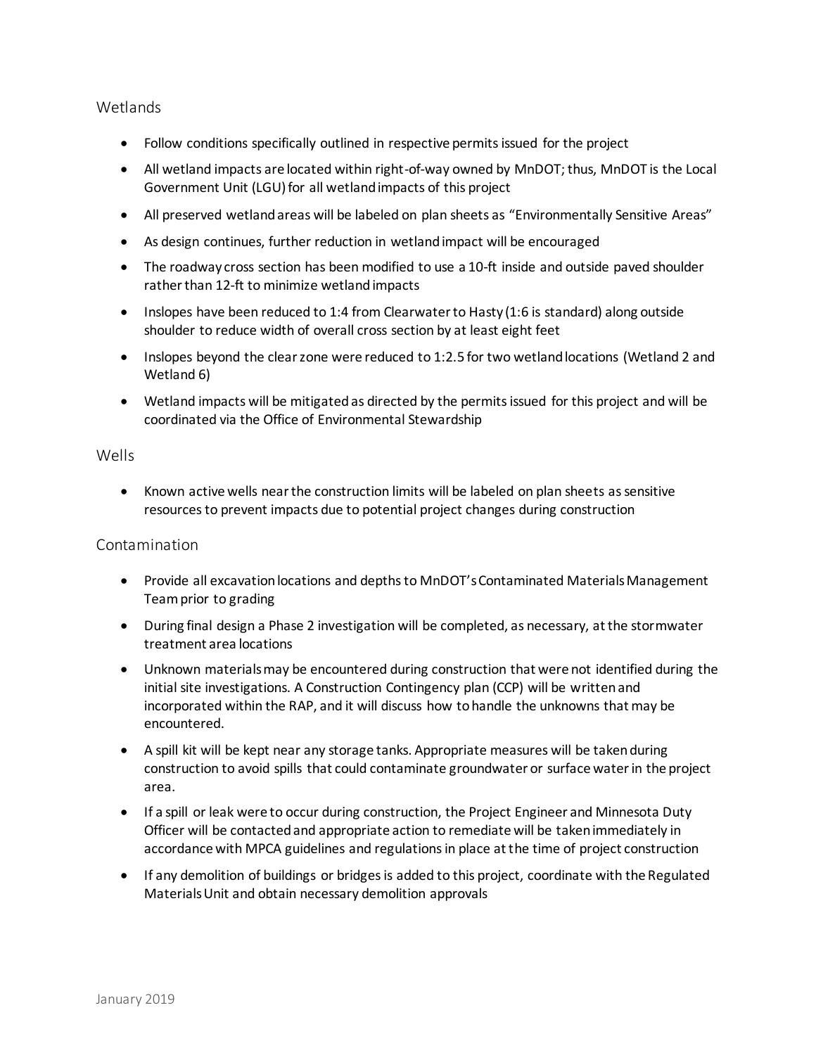## Wetlands

- Follow conditions specifically outlined in respective permits issued for the project
- All wetland impacts are located within right-of-way owned by MnDOT; thus, MnDOT is the Local Government Unit (LGU) for all wetland impacts of this project
- All preserved wetland areas will be labeled on plan sheets as "Environmentally Sensitive Areas"
- As design continues, further reduction in wetland impact will be encouraged
- The roadway cross section has been modified to use a 10-ft inside and outside paved shoulder rather than 12-ft to minimize wetland impacts
- Inslopes have been reduced to 1:4 from Clearwater to Hasty (1:6 is standard) along outside shoulder to reduce width of overall cross section by at least eight feet
- Inslopes beyond the clear zone were reduced to 1:2.5 for two wetland locations (Wetland 2 and Wetland 6)
- Wetland impacts will be mitigated as directed by the permits issued for this project and will be coordinated via the Office of Environmental Stewardship

## Wells

- Known active wells near the construction limits will be labeled on plan sheets as sensitive resources to prevent impacts due to potential project changes during construction

## Contamination

- Provide all excavation locations and depths to MnDOT's Contaminated Materials Management Team prior to grading
- During final design a Phase 2 investigation will be completed, as necessary, at the stormwater treatment area locations
- Unknown materials may be encountered during construction that were not identified during the initial site investigations. A Construction Contingency plan (CCP) will be written and incorporated within the RAP, and it will discuss how to handle the unknowns that may be encountered.
- A spill kit will be kept near any storage tanks. Appropriate measures will be taken during construction to avoid spills that could contaminate groundwater or surface water in the project area.
- If a spill or leak were to occur during construction, the Project Engineer and Minnesota Duty Officer will be contacted and appropriate action to remediate will be taken immediately in accordance with MPCA guidelines and regulations in place at the time of project construction
- If any demolition of buildings or bridges is added to this project, coordinate with the Regulated Materials Unit and obtain necessary demolition approvals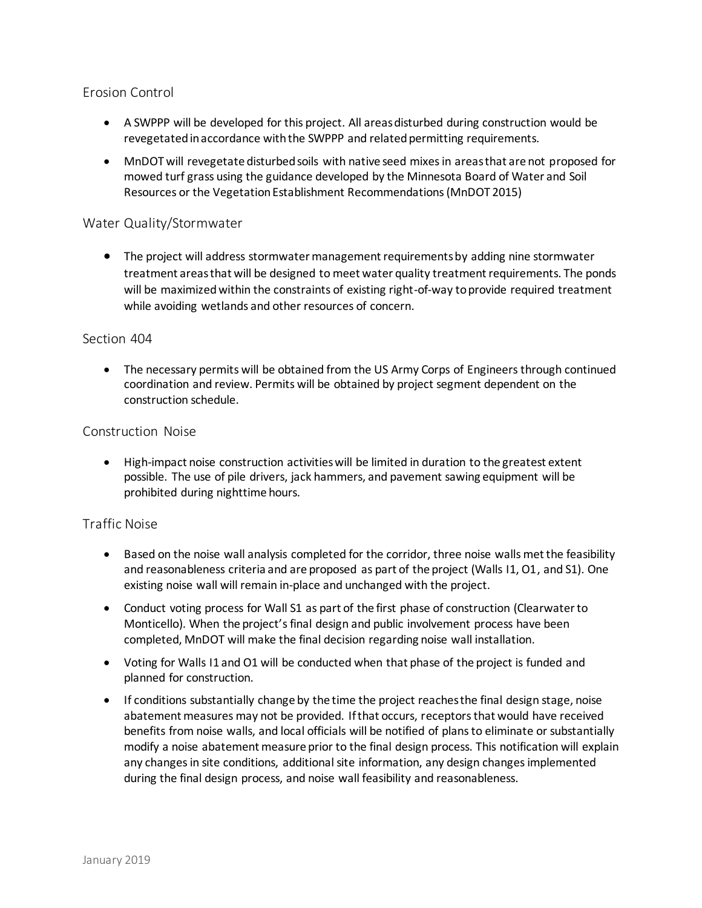### Erosion Control

- A SWPPP will be developed for this project. All areas disturbed during construction would be revegetated in accordance with the SWPPP and related permitting requirements.
- MnDOT will revegetate disturbed soils with native seed mixes in areas that are not proposed for mowed turf grass using the guidance developed by the Minnesota Board of Water and Soil Resources or the Vegetation Establishment Recommendations (MnDOT 2015)

### Water Quality/Stormwater

- The project will address stormwater management requirements by adding nine stormwater treatment areas that will be designed to meet water quality treatment requirements. The ponds will be maximized within the constraints of existing right-of-way to provide required treatment while avoiding wetlands and other resources of concern.

### Section 404

- The necessary permits will be obtained from the US Army Corps of Engineers through continued coordination and review. Permits will be obtained by project segment dependent on the construction schedule.

### Construction Noise

- High-impact noise construction activities will be limited in duration to the greatest extent possible. The use of pile drivers, jack hammers, and pavement sawing equipment will be prohibited during nighttime hours.

### Traffic Noise

- Based on the noise wall analysis completed for the corridor, three noise walls met the feasibility and reasonableness criteria and are proposed as part of the project (Walls I1, O1, and S1). One existing noise wall will remain in-place and unchanged with the project.
- Conduct voting process for Wall S1 as part of the first phase of construction (Clearwater to Monticello). When the project's final design and public involvement process have been completed, MnDOT will make the final decision regarding noise wall installation.
- Voting for Walls I1 and O1 will be conducted when that phase of the project is funded and planned for construction.
- If conditions substantially change by the time the project reaches the final design stage, noise abatement measures may not be provided. If that occurs, receptors that would have received benefits from noise walls, and local officials will be notified of plans to eliminate or substantially modify a noise abatement measure prior to the final design process. This notification will explain any changes in site conditions, additional site information, any design changes implemented during the final design process, and noise wall feasibility and reasonableness.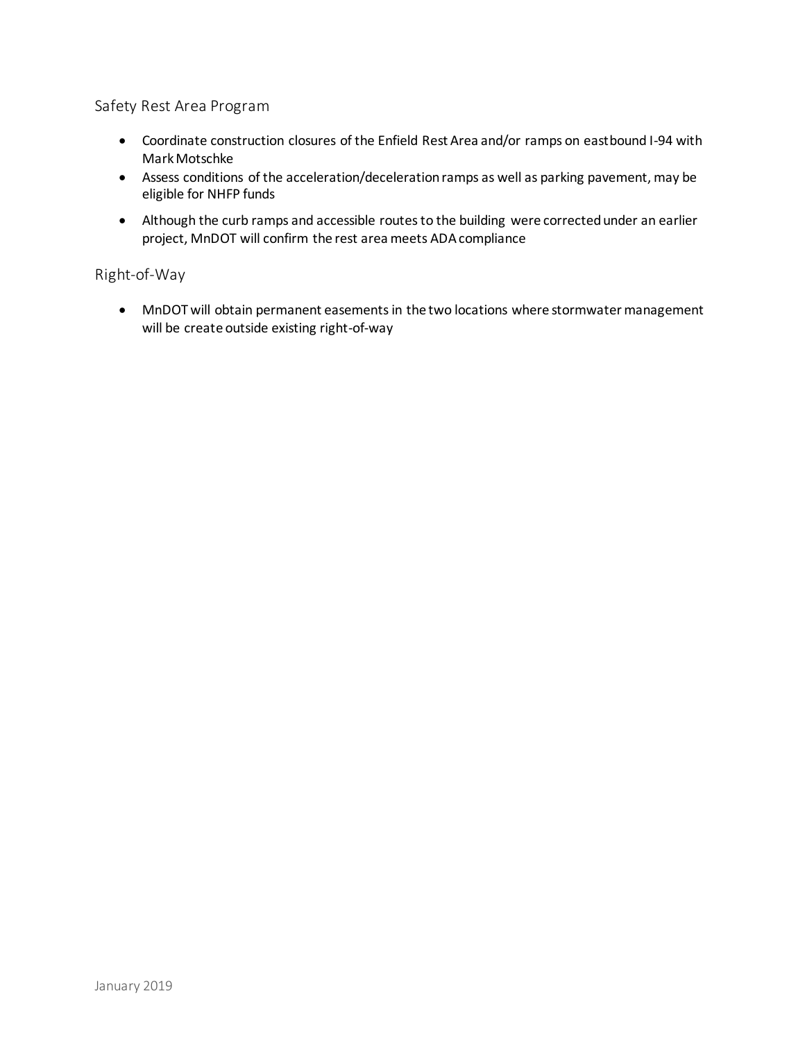## Safety Rest Area Program

- Coordinate construction closures of the Enfield Rest Area and/or ramps on eastbound I-94 with Mark Motschke
- Assess conditions of the acceleration/deceleration ramps as well as parking pavement, may be eligible for NHFP funds
- Although the curb ramps and accessible routes to the building were corrected under an earlier project, MnDOT will confirm the rest area meets ADA compliance

## Right-of-Way

- MnDOT will obtain permanent easements in the two locations where stormwater management will be create outside existing right-of-way